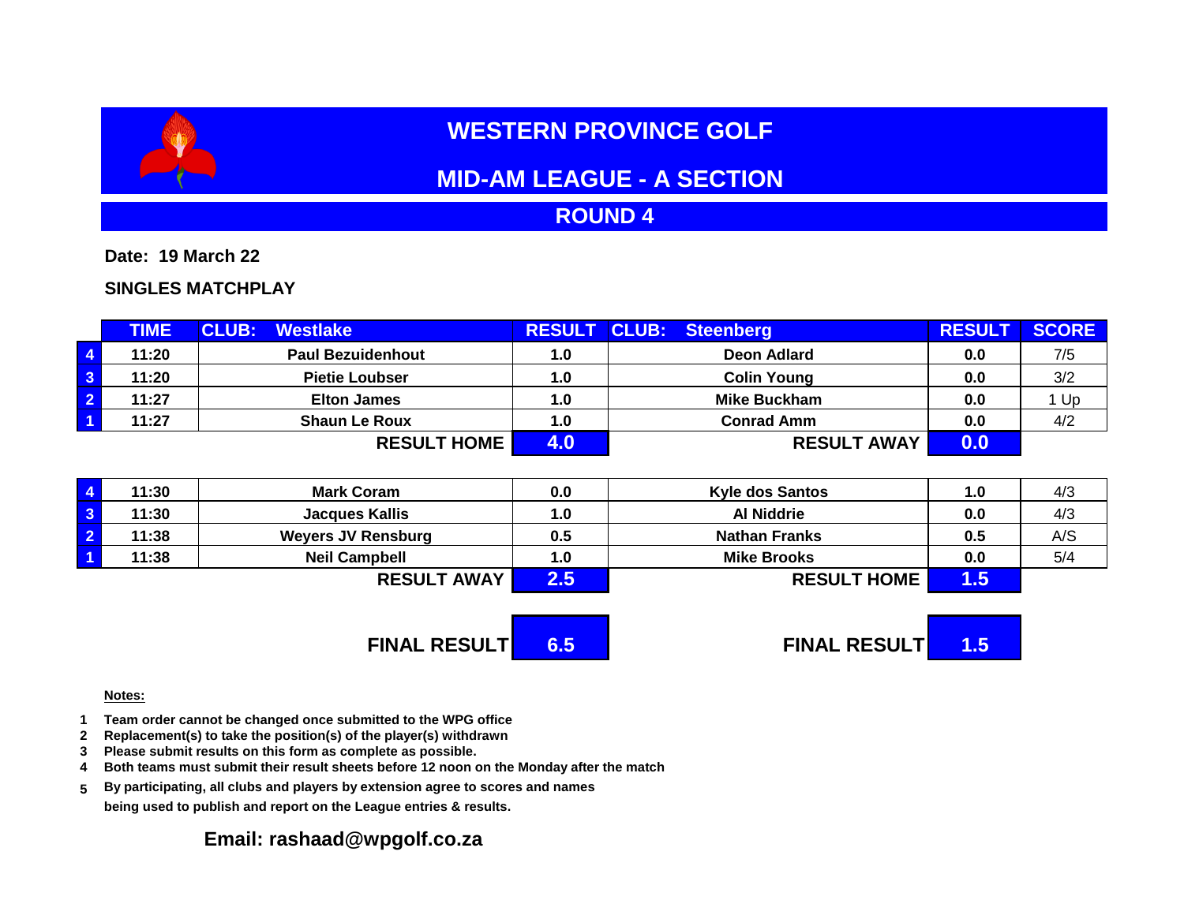# WESTERN PROVINCE GOLF

## MID-AM LEAGUE - A SECTION

## ROUND 4

**Date: 19 March 22**

**SINGLES MATCHPLAY**

| | TIME | CLUB: Westlake | RESULT | CLUB: Steenberg | RESULT | SCORE |
|---|---|---|---|---|---|---|
| 4 | 11:20 | Paul Bezuidenhout | 1.0 | Deon Adlard | 0.0 | 7/5 |
| 3 | 11:20 | Pietie Loubser | 1.0 | Colin Young | 0.0 | 3/2 |
| 2 | 11:27 | Elton James | 1.0 | Mike Buckham | 0.0 | 1 Up |
| 1 | 11:27 | Shaun Le Roux | 1.0 | Conrad Amm | 0.0 | 4/2 |
| | | **RESULT HOME** | **4.0** | **RESULT AWAY** | **0.0** | |

| | TIME | CLUB: Westlake | RESULT | CLUB: Steenberg | RESULT | SCORE |
|---|---|---|---|---|---|---|
| 4 | 11:30 | Mark Coram | 0.0 | Kyle dos Santos | 1.0 | 4/3 |
| 3 | 11:30 | Jacques Kallis | 1.0 | Al Niddrie | 0.0 | 4/3 |
| 2 | 11:38 | Weyers JV Rensburg | 0.5 | Nathan Franks | 0.5 | A/S |
| 1 | 11:38 | Neil Campbell | 1.0 | Mike Brooks | 0.0 | 5/4 |
| | | **RESULT AWAY** | **2.5** | **RESULT HOME** | **1.5** | |

| | |
|---|---|
| **FINAL RESULT** | **6.5** |
| **FINAL RESULT** | **1.5** |

**Notes:**

1. Team order cannot be changed once submitted to the WPG office
2. Replacement(s) to take the position(s) of the player(s) withdrawn
3. Please submit results on this form as complete as possible.
4. Both teams must submit their result sheets before 12 noon on the Monday after the match
5. By participating, all clubs and players by extension agree to scores and names being used to publish and report on the League entries & results.

**Email: rashaad@wpgolf.co.za**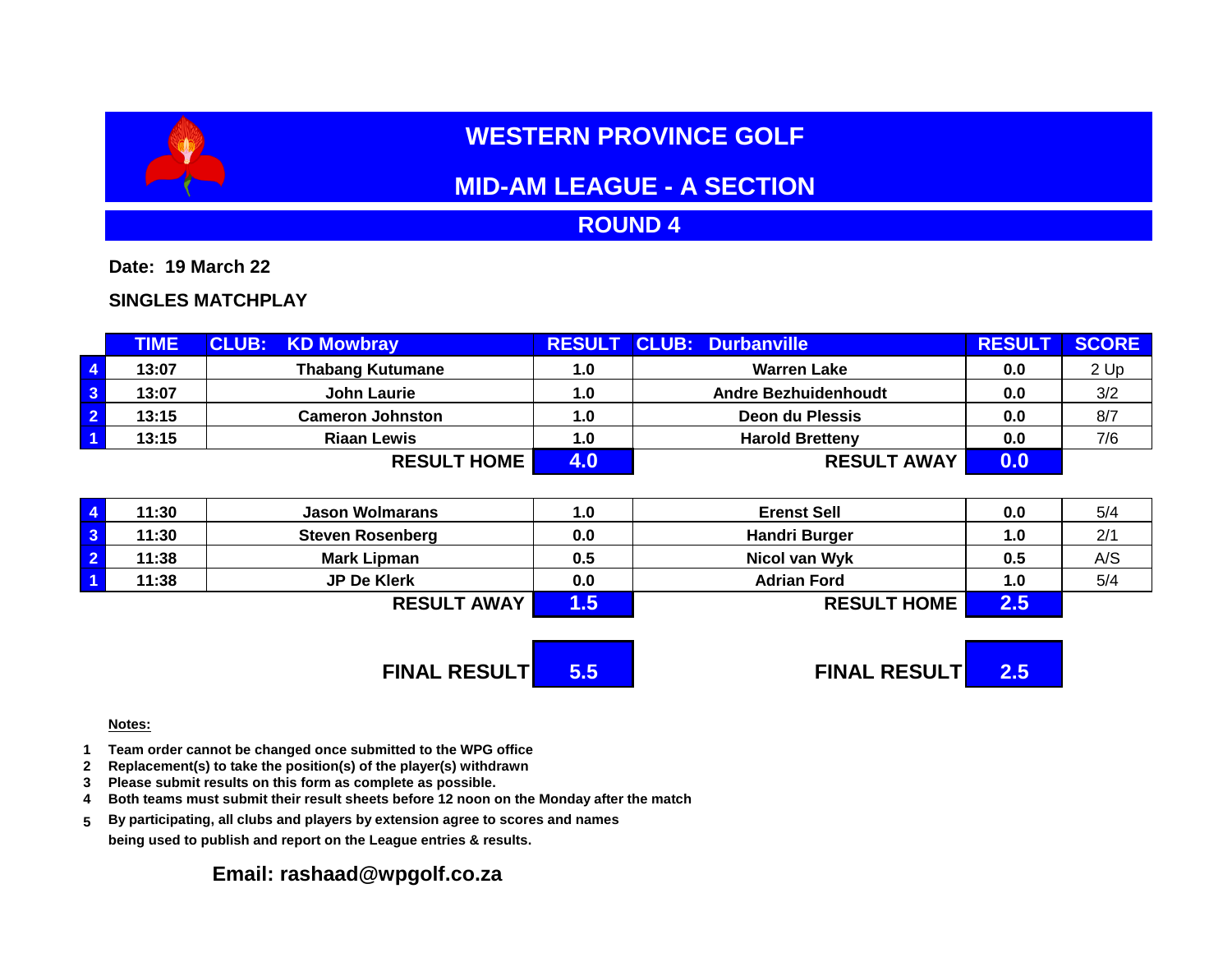# WESTERN PROVINCE GOLF

## MID-AM LEAGUE - A SECTION

## ROUND 4

**Date: 19 March 22**

**SINGLES MATCHPLAY**

| | TIME | CLUB: KD Mowbray | RESULT | CLUB: Durbanville | RESULT | SCORE |
|---|---|---|---|---|---|---|
| 4 | 13:07 | Thabang Kutumane | 1.0 | Warren Lake | 0.0 | 2 Up |
| 3 | 13:07 | John Laurie | 1.0 | Andre Bezhuidenhoudt | 0.0 | 3/2 |
| 2 | 13:15 | Cameron Johnston | 1.0 | Deon du Plessis | 0.0 | 8/7 |
| 1 | 13:15 | Riaan Lewis | 1.0 | Harold Bretteny | 0.0 | 7/6 |
| | | **RESULT HOME** | **4.0** | **RESULT AWAY** | **0.0** | |

| | TIME | | RESULT | | RESULT | SCORE |
|---|---|---|---|---|---|---|
| 4 | 11:30 | Jason Wolmarans | 1.0 | Erenst Sell | 0.0 | 5/4 |
| 3 | 11:30 | Steven Rosenberg | 0.0 | Handri Burger | 1.0 | 2/1 |
| 2 | 11:38 | Mark Lipman | 0.5 | Nicol van Wyk | 0.5 | A/S |
| 1 | 11:38 | JP De Klerk | 0.0 | Adrian Ford | 1.0 | 5/4 |
| | | **RESULT AWAY** | **1.5** | **RESULT HOME** | **2.5** | |

| | |
|---|---|
| **FINAL RESULT** | **5.5** |
| **FINAL RESULT** | **2.5** |

**Notes:**

1. Team order cannot be changed once submitted to the WPG office
2. Replacement(s) to take the position(s) of the player(s) withdrawn
3. Please submit results on this form as complete as possible.
4. Both teams must submit their result sheets before 12 noon on the Monday after the match
5. By participating, all clubs and players by extension agree to scores and names being used to publish and report on the League entries & results.

**Email: rashaad@wpgolf.co.za**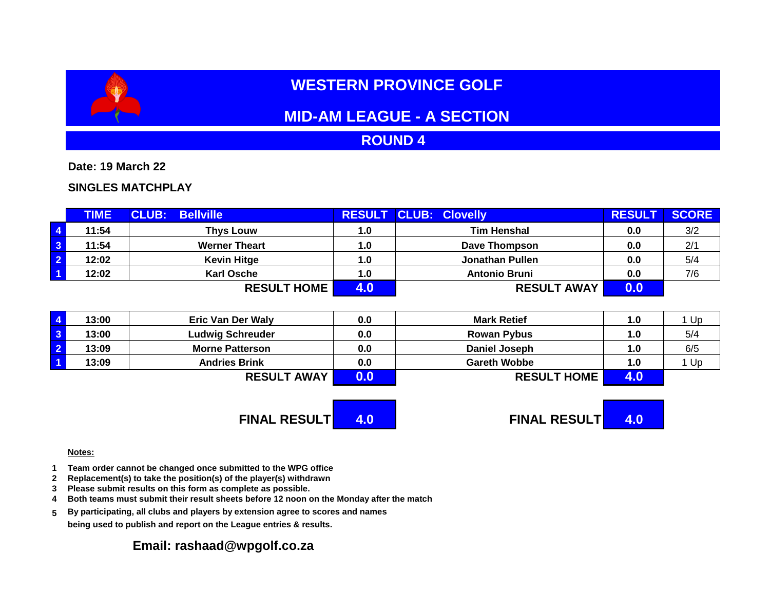# WESTERN PROVINCE GOLF

## MID-AM LEAGUE - A SECTION

## ROUND 4

**Date: 19 March 22**

**SINGLES MATCHPLAY**

| | TIME | CLUB: Bellville | RESULT | CLUB: Clovelly | RESULT | SCORE |
|---|---|---|---|---|---|---|
| 4 | 11:54 | Thys Louw | 1.0 | Tim Henshal | 0.0 | 3/2 |
| 3 | 11:54 | Werner Theart | 1.0 | Dave Thompson | 0.0 | 2/1 |
| 2 | 12:02 | Kevin Hitge | 1.0 | Jonathan Pullen | 0.0 | 5/4 |
| 1 | 12:02 | Karl Osche | 1.0 | Antonio Bruni | 0.0 | 7/6 |
| | | RESULT HOME | 4.0 | RESULT AWAY | 0.0 | |

| | | | | | | |
|---|---|---|---|---|---|---|
| 4 | 13:00 | Eric Van Der Waly | 0.0 | Mark Retief | 1.0 | 1 Up |
| 3 | 13:00 | Ludwig Schreuder | 0.0 | Rowan Pybus | 1.0 | 5/4 |
| 2 | 13:09 | Morne Patterson | 0.0 | Daniel Joseph | 1.0 | 6/5 |
| 1 | 13:09 | Andries Brink | 0.0 | Gareth Wobbe | 1.0 | 1 Up |
| | | RESULT AWAY | 0.0 | RESULT HOME | 4.0 | |

| | | | |
|---|---|---|---|
| FINAL RESULT | 4.0 | FINAL RESULT | 4.0 |

**Notes:**

1. Team order cannot be changed once submitted to the WPG office
2. Replacement(s) to take the position(s) of the player(s) withdrawn
3. Please submit results on this form as complete as possible.
4. Both teams must submit their result sheets before 12 noon on the Monday after the match
5. By participating, all clubs and players by extension agree to scores and names being used to publish and report on the League entries & results.

**Email: rashaad@wpgolf.co.za**